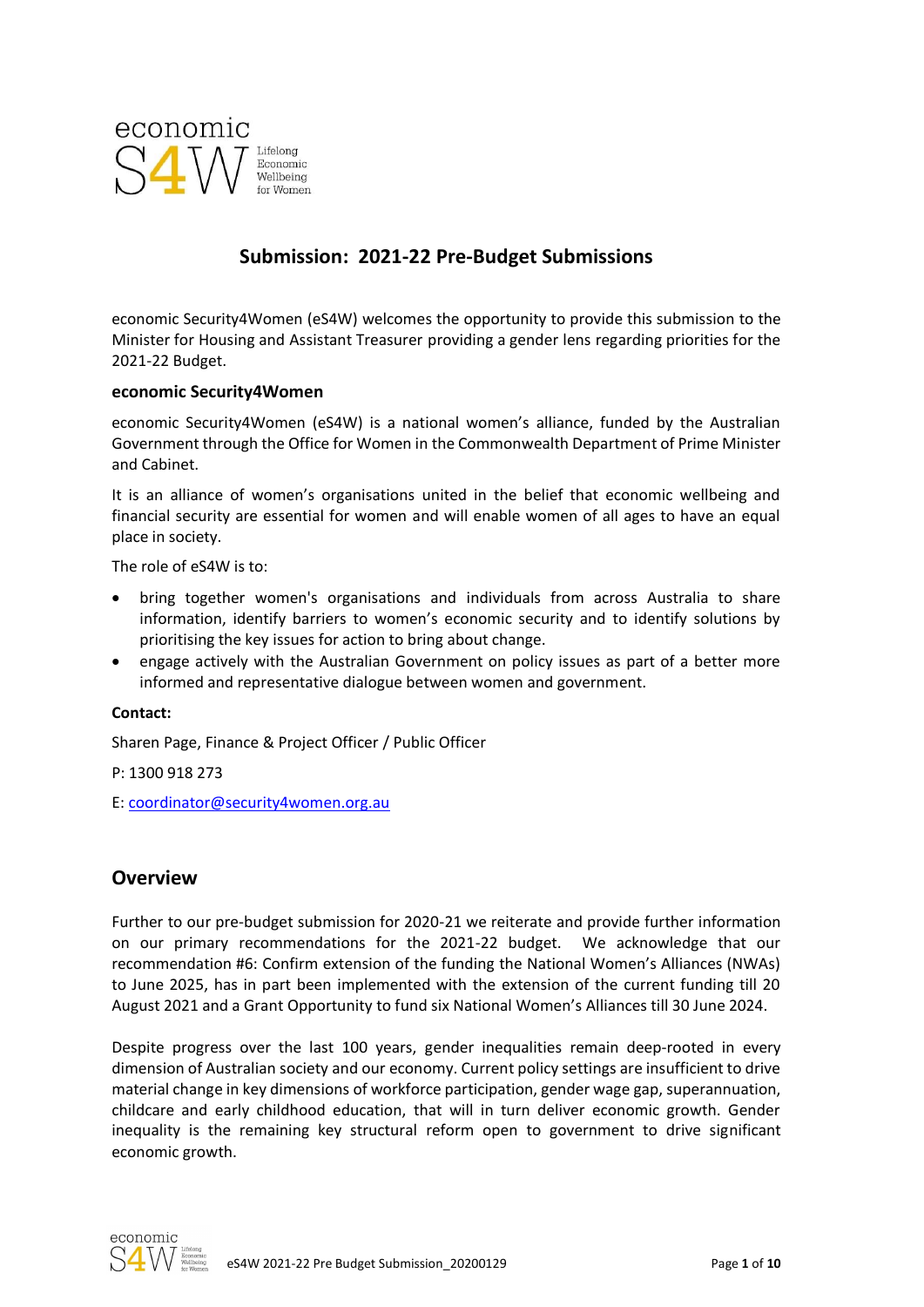# Submission: 2021-22 Pre-Budget Submissions

economic Security4Women (eS4W) welcomes the opportunity to provide this submission to the Minister for Housing and Assistant Treasurer providing a gender lens regarding priorities for the 2021-22 Budget.

**economic Security4Women**

economic Security4Women (eS4W) is a national women's alliance, funded by the Australian Government through the Office for Women in the Commonwealth Department of Prime Minister and Cabinet.

It is an alliance of women's organisations united in the belief that economic wellbeing and financial security are essential for women and will enable women of all ages to have an equal place in society.

The role of eS4W is to:

- bring together women's organisations and individuals from across Australia to share information, identify barriers to women's economic security and to identify solutions by prioritising the key issues for action to bring about change.
- engage actively with the Australian Government on policy issues as part of a better more informed and representative dialogue between women and government.

**Contact:**

Sharen Page, Finance & Project Officer / Public Officer

P: 1300 918 273

E: coordinator@security4women.org.au

## Overview

Further to our pre-budget submission for 2020-21 we reiterate and provide further information on our primary recommendations for the 2021-22 budget. We acknowledge that our recommendation #6: Confirm extension of the funding the National Women's Alliances (NWAs) to June 2025, has in part been implemented with the extension of the current funding till 20 August 2021 and a Grant Opportunity to fund six National Women's Alliances till 30 June 2024.

Despite progress over the last 100 years, gender inequalities remain deep-rooted in every dimension of Australian society and our economy. Current policy settings are insufficient to drive material change in key dimensions of workforce participation, gender wage gap, superannuation, childcare and early childhood education, that will in turn deliver economic growth. Gender inequality is the remaining key structural reform open to government to drive significant economic growth.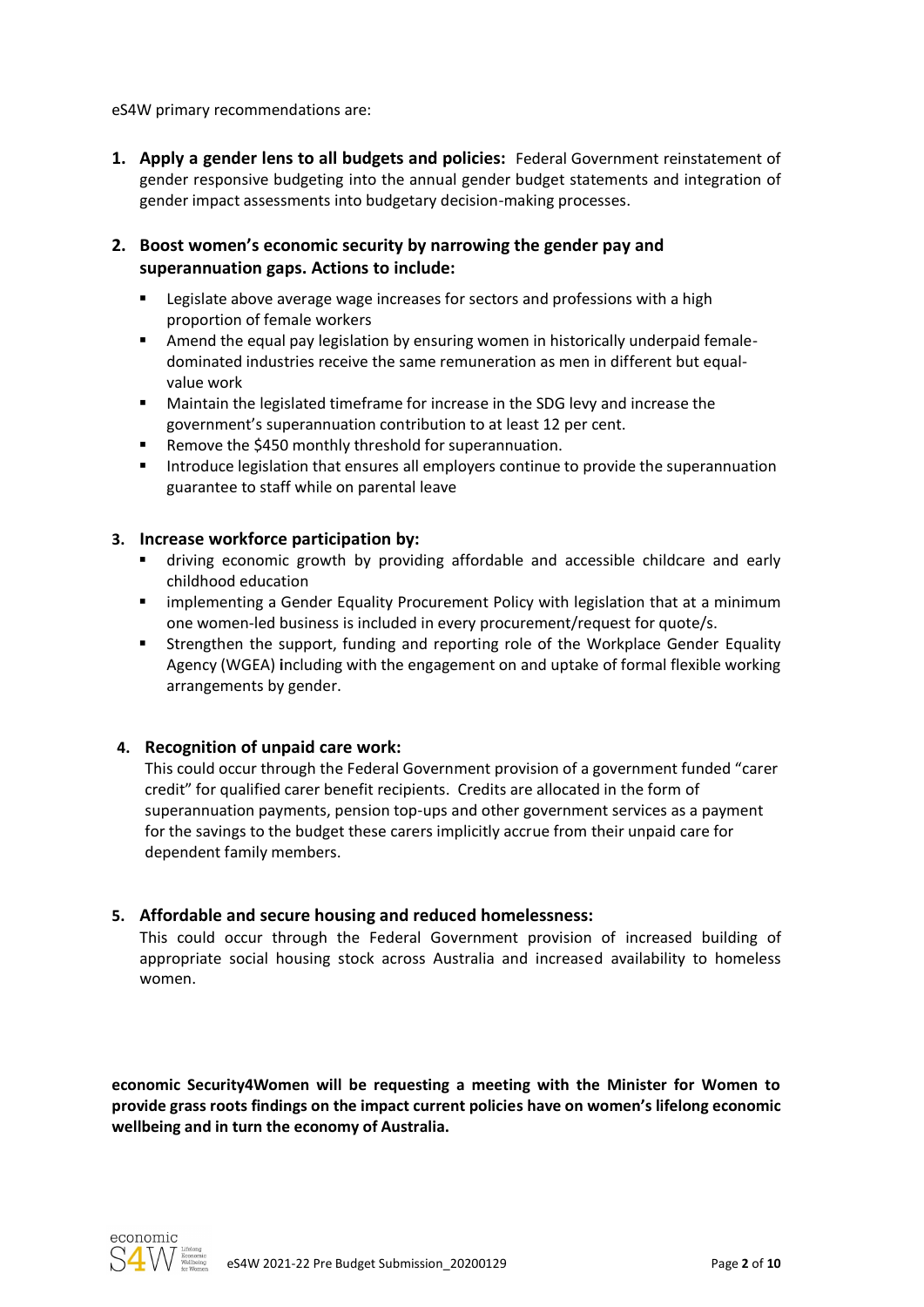eS4W primary recommendations are:

1. **Apply a gender lens to all budgets and policies:** Federal Government reinstatement of gender responsive budgeting into the annual gender budget statements and integration of gender impact assessments into budgetary decision-making processes.

2. **Boost women's economic security by narrowing the gender pay and superannuation gaps. Actions to include:**
   - Legislate above average wage increases for sectors and professions with a high proportion of female workers
   - Amend the equal pay legislation by ensuring women in historically underpaid female-dominated industries receive the same remuneration as men in different but equal-value work
   - Maintain the legislated timeframe for increase in the SDG levy and increase the government's superannuation contribution to at least 12 per cent.
   - Remove the $450 monthly threshold for superannuation.
   - Introduce legislation that ensures all employers continue to provide the superannuation guarantee to staff while on parental leave

3. **Increase workforce participation by:**
   - driving economic growth by providing affordable and accessible childcare and early childhood education
   - implementing a Gender Equality Procurement Policy with legislation that at a minimum one women-led business is included in every procurement/request for quote/s.
   - Strengthen the support, funding and reporting role of the Workplace Gender Equality Agency (WGEA) including with the engagement on and uptake of formal flexible working arrangements by gender.

4. **Recognition of unpaid care work:**
   This could occur through the Federal Government provision of a government funded "carer credit" for qualified carer benefit recipients. Credits are allocated in the form of superannuation payments, pension top-ups and other government services as a payment for the savings to the budget these carers implicitly accrue from their unpaid care for dependent family members.

5. **Affordable and secure housing and reduced homelessness:**
   This could occur through the Federal Government provision of increased building of appropriate social housing stock across Australia and increased availability to homeless women.

**economic Security4Women will be requesting a meeting with the Minister for Women to provide grass roots findings on the impact current policies have on women's lifelong economic wellbeing and in turn the economy of Australia.**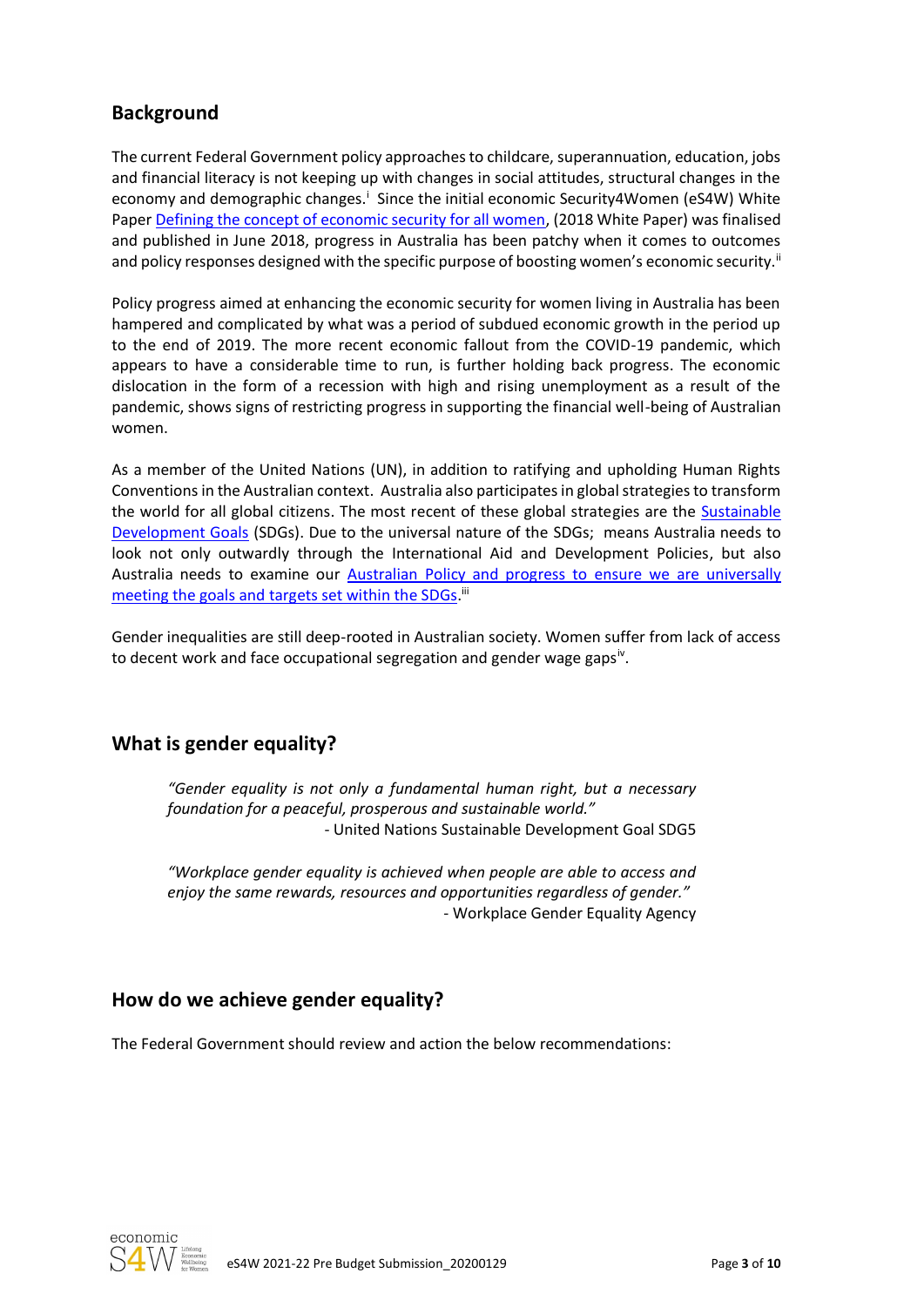## Background

The current Federal Government policy approaches to childcare, superannuation, education, jobs and financial literacy is not keeping up with changes in social attitudes, structural changes in the economy and demographic changes.[i] Since the initial economic Security4Women (eS4W) White Paper Defining the concept of economic security for all women, (2018 White Paper) was finalised and published in June 2018, progress in Australia has been patchy when it comes to outcomes and policy responses designed with the specific purpose of boosting women's economic security.[ii]

Policy progress aimed at enhancing the economic security for women living in Australia has been hampered and complicated by what was a period of subdued economic growth in the period up to the end of 2019. The more recent economic fallout from the COVID-19 pandemic, which appears to have a considerable time to run, is further holding back progress. The economic dislocation in the form of a recession with high and rising unemployment as a result of the pandemic, shows signs of restricting progress in supporting the financial well-being of Australian women.

As a member of the United Nations (UN), in addition to ratifying and upholding Human Rights Conventions in the Australian context. Australia also participates in global strategies to transform the world for all global citizens. The most recent of these global strategies are the Sustainable Development Goals (SDGs). Due to the universal nature of the SDGs; means Australia needs to look not only outwardly through the International Aid and Development Policies, but also Australia needs to examine our Australian Policy and progress to ensure we are universally meeting the goals and targets set within the SDGs.[iii]

Gender inequalities are still deep-rooted in Australian society. Women suffer from lack of access to decent work and face occupational segregation and gender wage gaps[iv].

## What is gender equality?

> *"Gender equality is not only a fundamental human right, but a necessary foundation for a peaceful, prosperous and sustainable world."*
> - United Nations Sustainable Development Goal SDG5

> *"Workplace gender equality is achieved when people are able to access and enjoy the same rewards, resources and opportunities regardless of gender."*
> - Workplace Gender Equality Agency

## How do we achieve gender equality?

The Federal Government should review and action the below recommendations: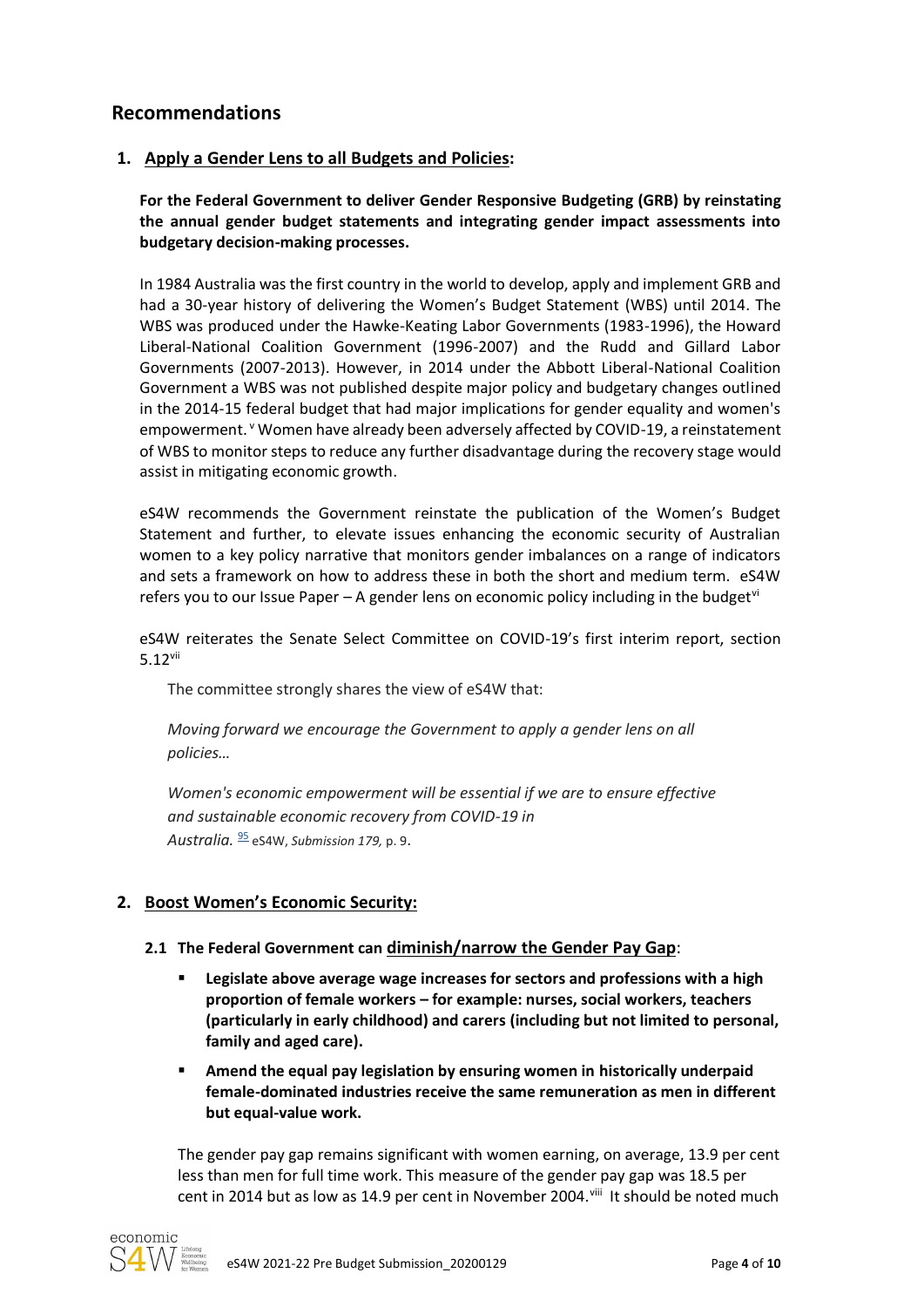## Recommendations

### 1. Apply a Gender Lens to all Budgets and Policies:

**For the Federal Government to deliver Gender Responsive Budgeting (GRB) by reinstating the annual gender budget statements and integrating gender impact assessments into budgetary decision-making processes.**

In 1984 Australia was the first country in the world to develop, apply and implement GRB and had a 30-year history of delivering the Women's Budget Statement (WBS) until 2014. The WBS was produced under the Hawke-Keating Labor Governments (1983-1996), the Howard Liberal-National Coalition Government (1996-2007) and the Rudd and Gillard Labor Governments (2007-2013). However, in 2014 under the Abbott Liberal-National Coalition Government a WBS was not published despite major policy and budgetary changes outlined in the 2014-15 federal budget that had major implications for gender equality and women's empowerment.[v] Women have already been adversely affected by COVID-19, a reinstatement of WBS to monitor steps to reduce any further disadvantage during the recovery stage would assist in mitigating economic growth.

eS4W recommends the Government reinstate the publication of the Women's Budget Statement and further, to elevate issues enhancing the economic security of Australian women to a key policy narrative that monitors gender imbalances on a range of indicators and sets a framework on how to address these in both the short and medium term. eS4W refers you to our Issue Paper – A gender lens on economic policy including in the budget[vi]

eS4W reiterates the Senate Select Committee on COVID-19's first interim report, section 5.12[vii]

> The committee strongly shares the view of eS4W that:
>
> *Moving forward we encourage the Government to apply a gender lens on all policies…*
>
> *Women's economic empowerment will be essential if we are to ensure effective and sustainable economic recovery from COVID-19 in Australia.* [95] eS4W, *Submission 179,* p. 9.

### 2. Boost Women's Economic Security:

#### 2.1 The Federal Government can diminish/narrow the Gender Pay Gap:

- **Legislate above average wage increases for sectors and professions with a high proportion of female workers – for example: nurses, social workers, teachers (particularly in early childhood) and carers (including but not limited to personal, family and aged care).**
- **Amend the equal pay legislation by ensuring women in historically underpaid female-dominated industries receive the same remuneration as men in different but equal-value work.**

The gender pay gap remains significant with women earning, on average, 13.9 per cent less than men for full time work. This measure of the gender pay gap was 18.5 per cent in 2014 but as low as 14.9 per cent in November 2004.[viii] It should be noted much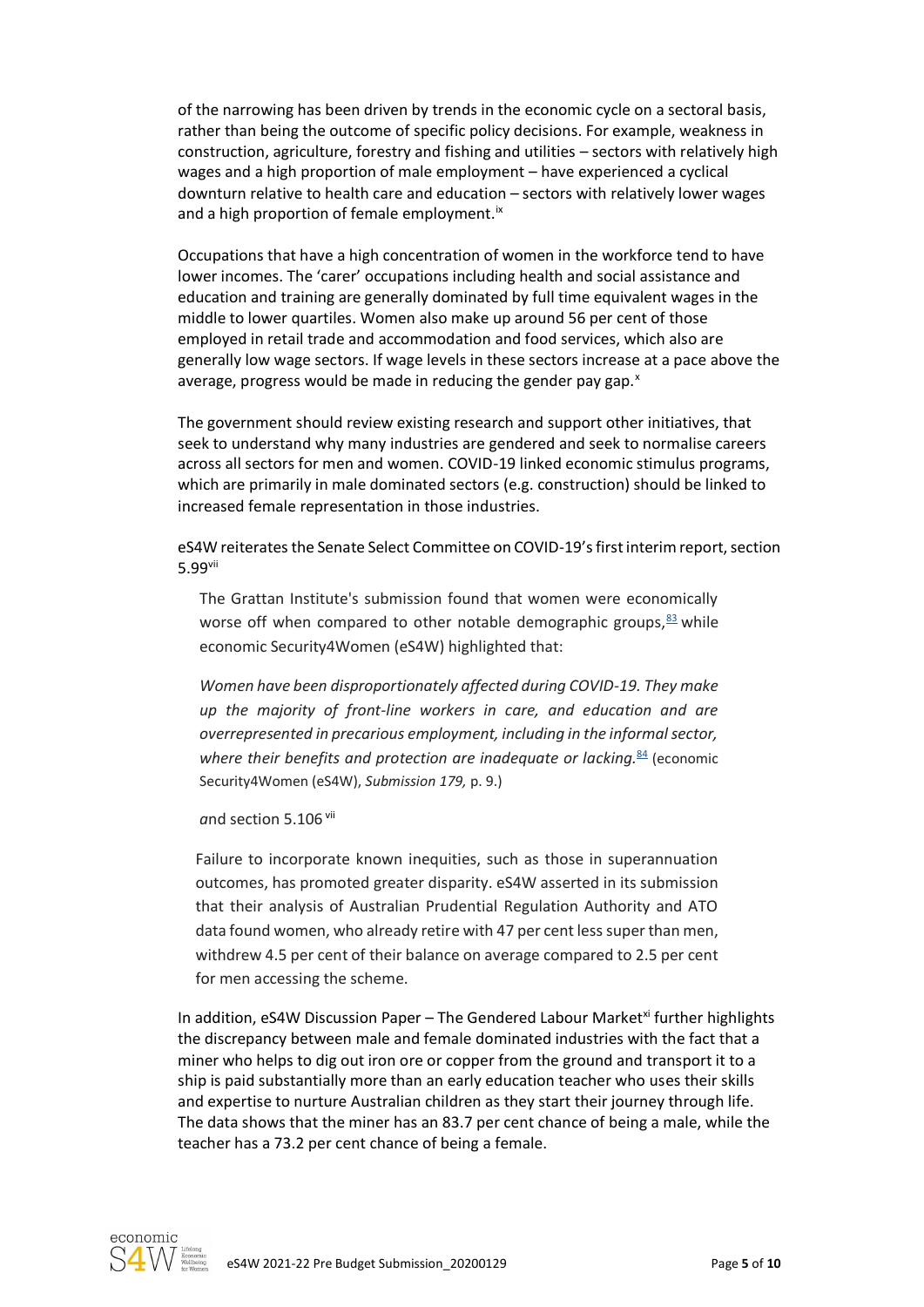of the narrowing has been driven by trends in the economic cycle on a sectoral basis, rather than being the outcome of specific policy decisions. For example, weakness in construction, agriculture, forestry and fishing and utilities – sectors with relatively high wages and a high proportion of male employment – have experienced a cyclical downturn relative to health care and education – sectors with relatively lower wages and a high proportion of female employment.[ix]

Occupations that have a high concentration of women in the workforce tend to have lower incomes. The 'carer' occupations including health and social assistance and education and training are generally dominated by full time equivalent wages in the middle to lower quartiles. Women also make up around 56 per cent of those employed in retail trade and accommodation and food services, which also are generally low wage sectors. If wage levels in these sectors increase at a pace above the average, progress would be made in reducing the gender pay gap.[x]

The government should review existing research and support other initiatives, that seek to understand why many industries are gendered and seek to normalise careers across all sectors for men and women. COVID-19 linked economic stimulus programs, which are primarily in male dominated sectors (e.g. construction) should be linked to increased female representation in those industries.

eS4W reiterates the Senate Select Committee on COVID-19's first interim report, section 5.99[vii]

> The Grattan Institute's submission found that women were economically worse off when compared to other notable demographic groups,[83] while economic Security4Women (eS4W) highlighted that:
>
> *Women have been disproportionately affected during COVID-19. They make up the majority of front-line workers in care, and education and are overrepresented in precarious employment, including in the informal sector, where their benefits and protection are inadequate or lacking.*[84] (economic Security4Women (eS4W), *Submission 179,* p. 9.)

*a*nd section 5.106 [vii]

> Failure to incorporate known inequities, such as those in superannuation outcomes, has promoted greater disparity. eS4W asserted in its submission that their analysis of Australian Prudential Regulation Authority and ATO data found women, who already retire with 47 per cent less super than men, withdrew 4.5 per cent of their balance on average compared to 2.5 per cent for men accessing the scheme.

In addition, eS4W Discussion Paper – The Gendered Labour Market[xi] further highlights the discrepancy between male and female dominated industries with the fact that a miner who helps to dig out iron ore or copper from the ground and transport it to a ship is paid substantially more than an early education teacher who uses their skills and expertise to nurture Australian children as they start their journey through life. The data shows that the miner has an 83.7 per cent chance of being a male, while the teacher has a 73.2 per cent chance of being a female.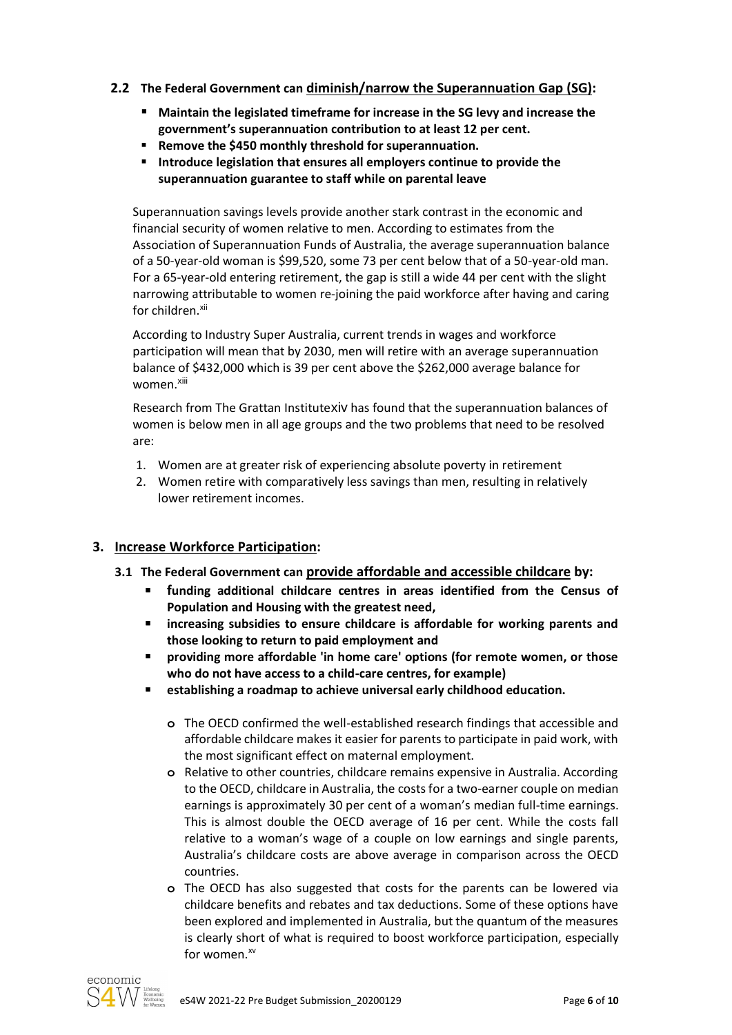### 2.2 The Federal Government can <u>diminish/narrow the Superannuation Gap (SG)</u>:

- **Maintain the legislated timeframe for increase in the SG levy and increase the government's superannuation contribution to at least 12 per cent.**
- **Remove the $450 monthly threshold for superannuation.**
- **Introduce legislation that ensures all employers continue to provide the superannuation guarantee to staff while on parental leave**

Superannuation savings levels provide another stark contrast in the economic and financial security of women relative to men. According to estimates from the Association of Superannuation Funds of Australia, the average superannuation balance of a 50-year-old woman is $99,520, some 73 per cent below that of a 50-year-old man. For a 65-year-old entering retirement, the gap is still a wide 44 per cent with the slight narrowing attributable to women re-joining the paid workforce after having and caring for children.[xii]

According to Industry Super Australia, current trends in wages and workforce participation will mean that by 2030, men will retire with an average superannuation balance of $432,000 which is 39 per cent above the $262,000 average balance for women.[xiii]

Research from The Grattan Institute[xiv] has found that the superannuation balances of women is below men in all age groups and the two problems that need to be resolved are:

1. Women are at greater risk of experiencing absolute poverty in retirement
2. Women retire with comparatively less savings than men, resulting in relatively lower retirement incomes.

## 3. <u>Increase Workforce Participation</u>:

### 3.1 The Federal Government can <u>provide affordable and accessible childcare</u> by:

- **funding additional childcare centres in areas identified from the Census of Population and Housing with the greatest need,**
- **increasing subsidies to ensure childcare is affordable for working parents and those looking to return to paid employment and**
- **providing more affordable 'in home care' options (for remote women, or those who do not have access to a child-care centres, for example)**
- **establishing a roadmap to achieve universal early childhood education.**
  - The OECD confirmed the well-established research findings that accessible and affordable childcare makes it easier for parents to participate in paid work, with the most significant effect on maternal employment.
  - Relative to other countries, childcare remains expensive in Australia. According to the OECD, childcare in Australia, the costs for a two-earner couple on median earnings is approximately 30 per cent of a woman's median full-time earnings. This is almost double the OECD average of 16 per cent. While the costs fall relative to a woman's wage of a couple on low earnings and single parents, Australia's childcare costs are above average in comparison across the OECD countries.
  - The OECD has also suggested that costs for the parents can be lowered via childcare benefits and rebates and tax deductions. Some of these options have been explored and implemented in Australia, but the quantum of the measures is clearly short of what is required to boost workforce participation, especially for women.[xv]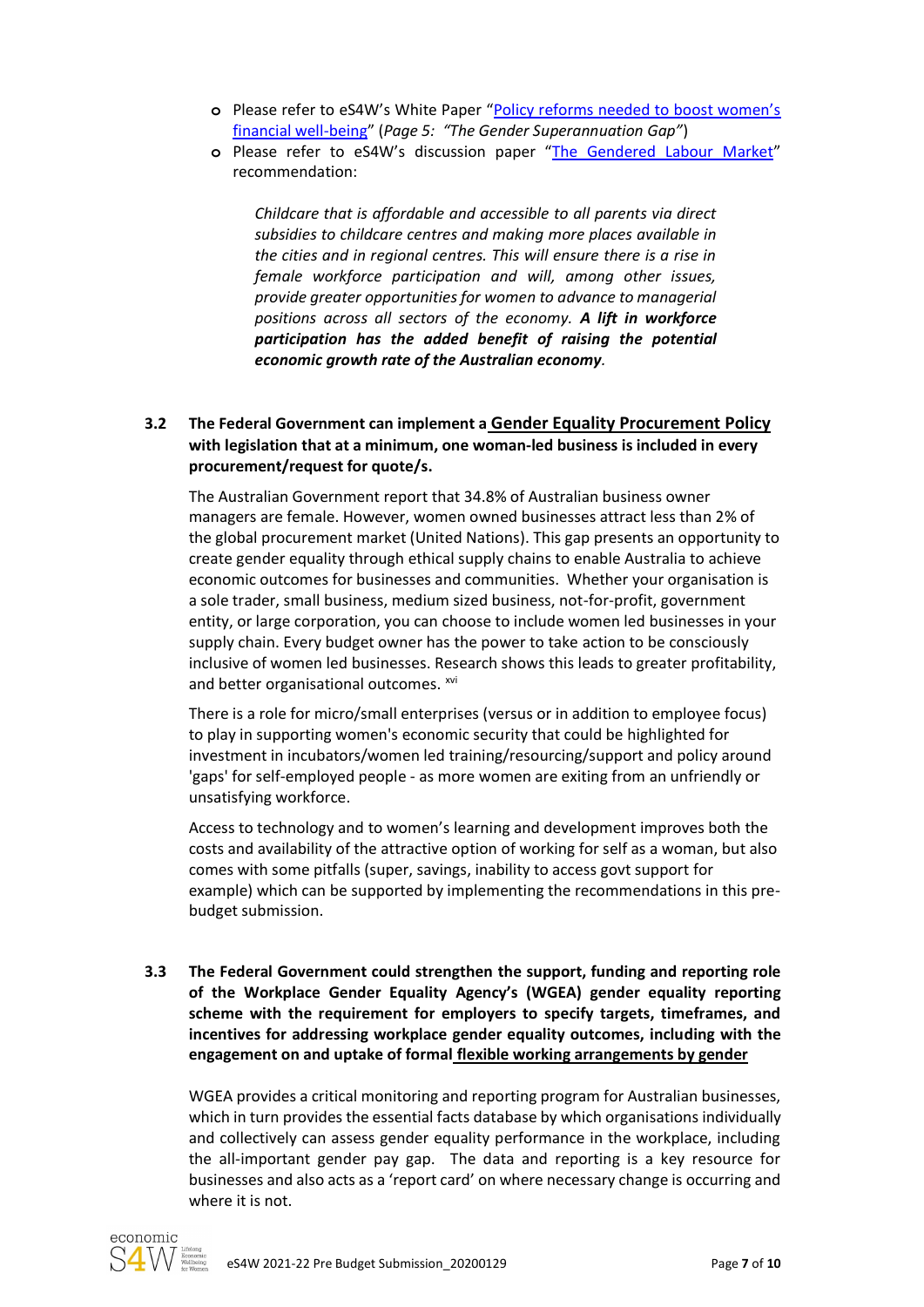- Please refer to eS4W's White Paper "Policy reforms needed to boost women's financial well-being" (*Page 5: "The Gender Superannuation Gap"*)
- Please refer to eS4W's discussion paper "The Gendered Labour Market" recommendation:

  > *Childcare that is affordable and accessible to all parents via direct subsidies to childcare centres and making more places available in the cities and in regional centres. This will ensure there is a rise in female workforce participation and will, among other issues, provide greater opportunities for women to advance to managerial positions across all sectors of the economy.* ***A lift in workforce participation has the added benefit of raising the potential economic growth rate of the Australian economy****.*

### 3.2 The Federal Government can implement a Gender Equality Procurement Policy with legislation that at a minimum, one woman-led business is included in every procurement/request for quote/s.

The Australian Government report that 34.8% of Australian business owner managers are female. However, women owned businesses attract less than 2% of the global procurement market (United Nations). This gap presents an opportunity to create gender equality through ethical supply chains to enable Australia to achieve economic outcomes for businesses and communities. Whether your organisation is a sole trader, small business, medium sized business, not-for-profit, government entity, or large corporation, you can choose to include women led businesses in your supply chain. Every budget owner has the power to take action to be consciously inclusive of women led businesses. Research shows this leads to greater profitability, and better organisational outcomes. [xvi]

There is a role for micro/small enterprises (versus or in addition to employee focus) to play in supporting women's economic security that could be highlighted for investment in incubators/women led training/resourcing/support and policy around 'gaps' for self-employed people - as more women are exiting from an unfriendly or unsatisfying workforce.

Access to technology and to women's learning and development improves both the costs and availability of the attractive option of working for self as a woman, but also comes with some pitfalls (super, savings, inability to access govt support for example) which can be supported by implementing the recommendations in this pre-budget submission.

### 3.3 The Federal Government could strengthen the support, funding and reporting role of the Workplace Gender Equality Agency's (WGEA) gender equality reporting scheme with the requirement for employers to specify targets, timeframes, and incentives for addressing workplace gender equality outcomes, including with the engagement on and uptake of formal flexible working arrangements by gender

WGEA provides a critical monitoring and reporting program for Australian businesses, which in turn provides the essential facts database by which organisations individually and collectively can assess gender equality performance in the workplace, including the all-important gender pay gap. The data and reporting is a key resource for businesses and also acts as a 'report card' on where necessary change is occurring and where it is not.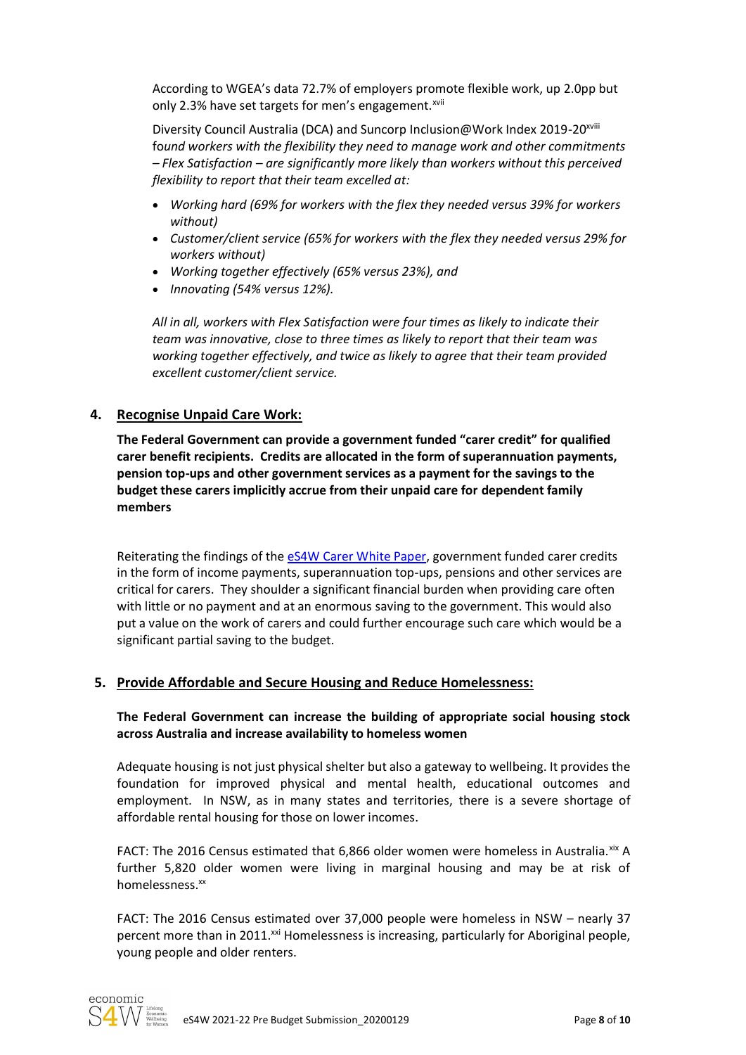According to WGEA's data 72.7% of employers promote flexible work, up 2.0pp but only 2.3% have set targets for men's engagement.[xvii]

Diversity Council Australia (DCA) and Suncorp Inclusion@Work Index 2019-20[xviii] found *workers with the flexibility they need to manage work and other commitments – Flex Satisfaction – are significantly more likely than workers without this perceived flexibility to report that their team excelled at:*

- *Working hard (69% for workers with the flex they needed versus 39% for workers without)*
- *Customer/client service (65% for workers with the flex they needed versus 29% for workers without)*
- *Working together effectively (65% versus 23%), and*
- *Innovating (54% versus 12%).*

*All in all, workers with Flex Satisfaction were four times as likely to indicate their team was innovative, close to three times as likely to report that their team was working together effectively, and twice as likely to agree that their team provided excellent customer/client service.*

## 4. Recognise Unpaid Care Work:

**The Federal Government can provide a government funded "carer credit" for qualified carer benefit recipients. Credits are allocated in the form of superannuation payments, pension top-ups and other government services as a payment for the savings to the budget these carers implicitly accrue from their unpaid care for dependent family members**

Reiterating the findings of the [eS4W Carer White Paper](), government funded carer credits in the form of income payments, superannuation top-ups, pensions and other services are critical for carers. They shoulder a significant financial burden when providing care often with little or no payment and at an enormous saving to the government. This would also put a value on the work of carers and could further encourage such care which would be a significant partial saving to the budget.

## 5. Provide Affordable and Secure Housing and Reduce Homelessness:

**The Federal Government can increase the building of appropriate social housing stock across Australia and increase availability to homeless women**

Adequate housing is not just physical shelter but also a gateway to wellbeing. It provides the foundation for improved physical and mental health, educational outcomes and employment. In NSW, as in many states and territories, there is a severe shortage of affordable rental housing for those on lower incomes.

FACT: The 2016 Census estimated that 6,866 older women were homeless in Australia.[xix] A further 5,820 older women were living in marginal housing and may be at risk of homelessness.[xx]

FACT: The 2016 Census estimated over 37,000 people were homeless in NSW – nearly 37 percent more than in 2011.[xxi] Homelessness is increasing, particularly for Aboriginal people, young people and older renters.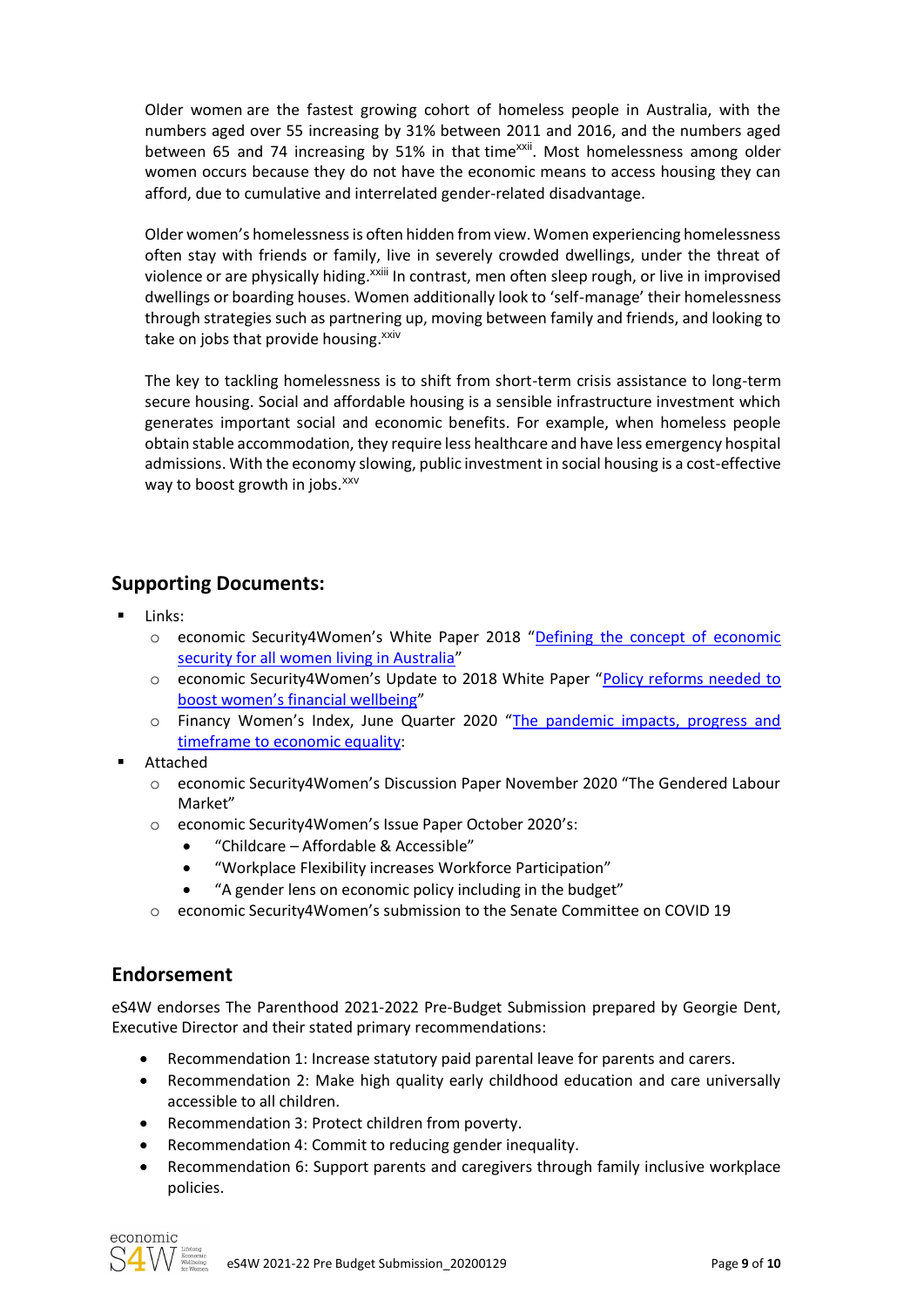Older women are the fastest growing cohort of homeless people in Australia, with the numbers aged over 55 increasing by 31% between 2011 and 2016, and the numbers aged between 65 and 74 increasing by 51% in that time[xxii]. Most homelessness among older women occurs because they do not have the economic means to access housing they can afford, due to cumulative and interrelated gender-related disadvantage.

Older women's homelessness is often hidden from view. Women experiencing homelessness often stay with friends or family, live in severely crowded dwellings, under the threat of violence or are physically hiding.[xxiii] In contrast, men often sleep rough, or live in improvised dwellings or boarding houses. Women additionally look to 'self-manage' their homelessness through strategies such as partnering up, moving between family and friends, and looking to take on jobs that provide housing.[xxiv]

The key to tackling homelessness is to shift from short-term crisis assistance to long-term secure housing. Social and affordable housing is a sensible infrastructure investment which generates important social and economic benefits. For example, when homeless people obtain stable accommodation, they require less healthcare and have less emergency hospital admissions. With the economy slowing, public investment in social housing is a cost-effective way to boost growth in jobs.[xxv]

## Supporting Documents:

- Links:
  - economic Security4Women's White Paper 2018 "Defining the concept of economic security for all women living in Australia"
  - economic Security4Women's Update to 2018 White Paper "Policy reforms needed to boost women's financial wellbeing"
  - Financy Women's Index, June Quarter 2020 "The pandemic impacts, progress and timeframe to economic equality:
- Attached
  - economic Security4Women's Discussion Paper November 2020 "The Gendered Labour Market"
  - economic Security4Women's Issue Paper October 2020's:
    - "Childcare – Affordable & Accessible"
    - "Workplace Flexibility increases Workforce Participation"
    - "A gender lens on economic policy including in the budget"
  - economic Security4Women's submission to the Senate Committee on COVID 19

## Endorsement

eS4W endorses The Parenthood 2021-2022 Pre-Budget Submission prepared by Georgie Dent, Executive Director and their stated primary recommendations:

- Recommendation 1: Increase statutory paid parental leave for parents and carers.
- Recommendation 2: Make high quality early childhood education and care universally accessible to all children.
- Recommendation 3: Protect children from poverty.
- Recommendation 4: Commit to reducing gender inequality.
- Recommendation 6: Support parents and caregivers through family inclusive workplace policies.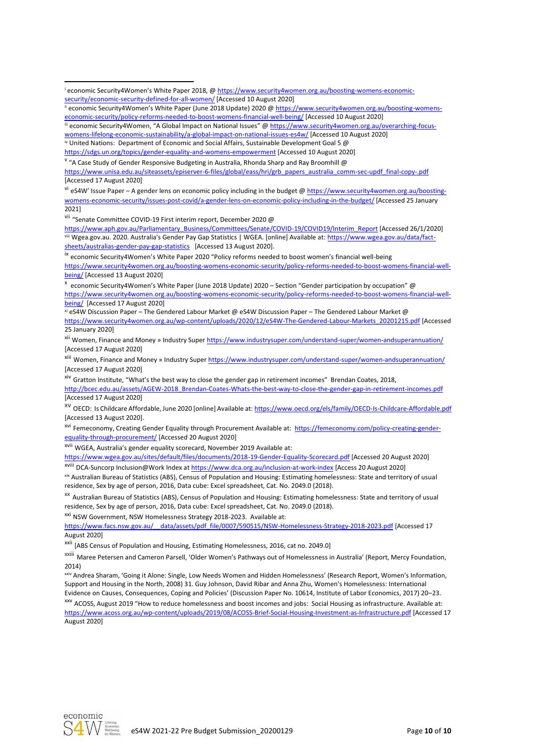[i] economic Security4Women's White Paper 2018, @ https://www.security4women.org.au/boosting-womens-economic-security/economic-security-defined-for-all-women/ [Accessed 10 August 2020]

[ii] economic Security4Women's White Paper (June 2018 Update) 2020 @ https://www.security4women.org.au/boosting-womens-economic-security/policy-reforms-needed-to-boost-womens-financial-well-being/ [Accessed 10 August 2020]

[iii] economic Security4Women, "A Global Impact on National Issues" @ https://www.security4women.org.au/overarching-focus-womens-lifelong-economic-sustainability/a-global-impact-on-national-issues-es4w/ [Accessed 10 August 2020]

[iv] United Nations: Department of Economic and Social Affairs, Sustainable Development Goal 5 @ https://sdgs.un.org/topics/gender-equality-and-womens-empowerment [Accessed 10 August 2020]

[v] "A Case Study of Gender Responsive Budgeting in Australia, Rhonda Sharp and Ray Broomhill @ https://www.unisa.edu.au/siteassets/episerver-6-files/global/eass/hri/grb_papers_australia_comm-sec-updf_final-copy-.pdf [Accessed 17 August 2020]

[vi] eS4W' Issue Paper – A gender lens on economic policy including in the budget @ https://www.security4women.org.au/boosting-womens-economic-security/issues-post-covid/a-gender-lens-on-economic-policy-including-in-the-budget/ [Accessed 25 January 2021]

[vii] "Senate Committee COVID-19 First interim report, December 2020 @ https://www.aph.gov.au/Parliamentary_Business/Committees/Senate/COVID-19/COVID19/Interim_Report [Accessed 26/1/2020]

[viii] Wgea.gov.au. 2020. Australia's Gender Pay Gap Statistics | WGEA. [online] Available at: https://www.wgea.gov.au/data/fact-sheets/australias-gender-pay-gap-statistics [Accessed 13 August 2020].

[ix] economic Security4Women's White Paper 2020 "Policy reforms needed to boost women's financial well-being https://www.security4women.org.au/boosting-womens-economic-security/policy-reforms-needed-to-boost-womens-financial-well-being/ [Accessed 13 August 2020]

[x] economic Security4Women's White Paper (June 2018 Update) 2020 – Section "Gender participation by occupation" @ https://www.security4women.org.au/boosting-womens-economic-security/policy-reforms-needed-to-boost-womens-financial-well-being/ [Accessed 17 August 2020]

[xi] eS4W Discussion Paper – The Gendered Labour Market @ eS4W Discussion Paper – The Gendered Labour Market @ https://www.security4women.org.au/wp-content/uploads/2020/12/eS4W-The-Gendered-Labour-Markets_20201215.pdf [Accessed 25 January 2020]

[xii] Women, Finance and Money » Industry Super https://www.industrysuper.com/understand-super/women-andsuperannuation/ [Accessed 17 August 2020]

[xiii] Women, Finance and Money » Industry Super https://www.industrysuper.com/understand-super/women-andsuperannuation/ [Accessed 17 August 2020]

[xiv] Gratton Institute, "What's the best way to close the gender gap in retirement incomes" Brendan Coates, 2018, http://bcec.edu.au/assets/AGEW-2018_Brendan-Coates-Whats-the-best-way-to-close-the-gender-gap-in-retirement-incomes.pdf [Accessed 17 August 2020]

[xv] OECD: Is Childcare Affordable, June 2020 [online] Available at: https://www.oecd.org/els/family/OECD-Is-Childcare-Affordable.pdf [Accessed 13 August 2020].

[xvi] Femeconomy, Creating Gender Equality through Procurement Available at: https://femeconomy.com/policy-creating-gender-equality-through-procurement/ [Accessed 20 August 2020]

[xvii] WGEA, Australia's gender equality scorecard, November 2019 Available at: https://www.wgea.gov.au/sites/default/files/documents/2018-19-Gender-Equality-Scorecard.pdf [Accessed 20 August 2020]

[xviii] DCA-Suncorp Inclusion@Work Index at https://www.dca.org.au/inclusion-at-work-index [Access 20 August 2020]

[xix] Australian Bureau of Statistics (ABS), Census of Population and Housing: Estimating homelessness: State and territory of usual residence, Sex by age of person, 2016, Data cube: Excel spreadsheet, Cat. No. 2049.0 (2018).

[xx] Australian Bureau of Statistics (ABS), Census of Population and Housing: Estimating homelessness: State and territory of usual residence, Sex by age of person, 2016, Data cube: Excel spreadsheet, Cat. No. 2049.0 (2018).

[xxi] NSW Government, NSW Homelessness Strategy 2018-2023. Available at: https://www.facs.nsw.gov.au/__data/assets/pdf_file/0007/590515/NSW-Homelessness-Strategy-2018-2023.pdf [Accessed 17 August 2020]

[xxii] [ABS Census of Population and Housing, Estimating Homelessness, 2016, cat no. 2049.0]

[xxiii] Maree Petersen and Cameron Parsell, 'Older Women's Pathways out of Homelessness in Australia' (Report, Mercy Foundation, 2014)

[xxiv] Andrea Sharam, 'Going it Alone: Single, Low Needs Women and Hidden Homelessness' (Research Report, Women's Information, Support and Housing in the North, 2008) 31. Guy Johnson, David Ribar and Anna Zhu, Women's Homelessness: International Evidence on Causes, Consequences, Coping and Policies' (Discussion Paper No. 10614, Institute of Labor Economics, 2017) 20–23.

[xxv] ACOSS, August 2019 "How to reduce homelessness and boost incomes and jobs: Social Housing as infrastructure. Available at: https://www.acoss.org.au/wp-content/uploads/2019/08/ACOSS-Brief-Social-Housing-Investment-as-Infrastructure.pdf [Accessed 17 August 2020]